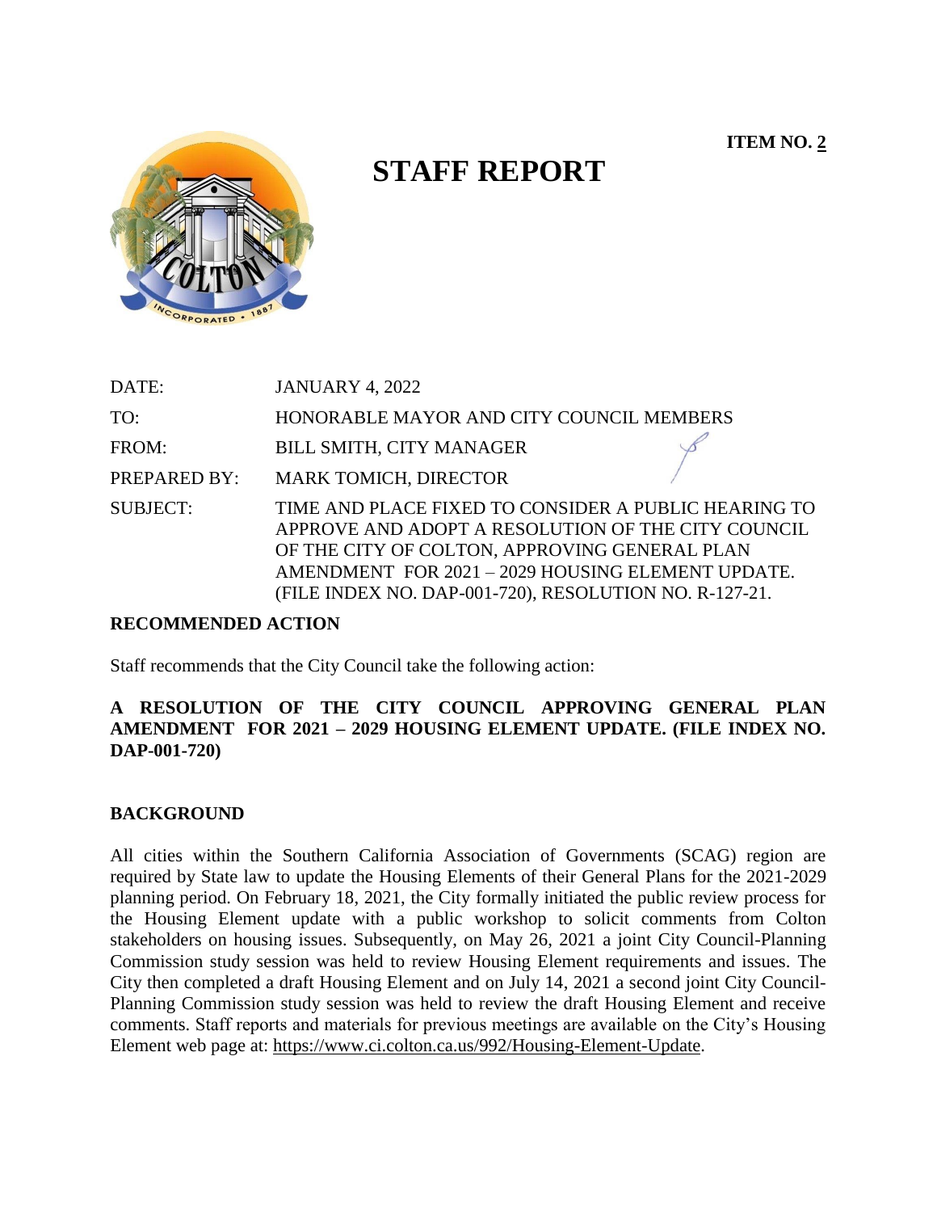**ITEM NO. 2**

# STAFF REPORT

DATE: JANUARY 4, 2022

TO: HONORABLE MAYOR AND CITY COUNCIL MEMBERS

FROM: BILL SMITH, CITY MANAGER

PREPARED BY: MARK TOMICH, DIRECTOR

SUBJECT: TIME AND PLACE FIXED TO CONSIDER A PUBLIC HEARING TO APPROVE AND ADOPT A RESOLUTION OF THE CITY COUNCIL OF THE CITY OF COLTON, APPROVING GENERAL PLAN AMENDMENT FOR 2021 – 2029 HOUSING ELEMENT UPDATE. (FILE INDEX NO. DAP-001-720), RESOLUTION NO. R-127-21.

## RECOMMENDED ACTION

Staff recommends that the City Council take the following action:

**A RESOLUTION OF THE CITY COUNCIL APPROVING GENERAL PLAN AMENDMENT FOR 2021 – 2029 HOUSING ELEMENT UPDATE. (FILE INDEX NO. DAP-001-720)**

## BACKGROUND

All cities within the Southern California Association of Governments (SCAG) region are required by State law to update the Housing Elements of their General Plans for the 2021-2029 planning period. On February 18, 2021, the City formally initiated the public review process for the Housing Element update with a public workshop to solicit comments from Colton stakeholders on housing issues. Subsequently, on May 26, 2021 a joint City Council-Planning Commission study session was held to review Housing Element requirements and issues. The City then completed a draft Housing Element and on July 14, 2021 a second joint City Council-Planning Commission study session was held to review the draft Housing Element and receive comments. Staff reports and materials for previous meetings are available on the City's Housing Element web page at: https://www.ci.colton.ca.us/992/Housing-Element-Update.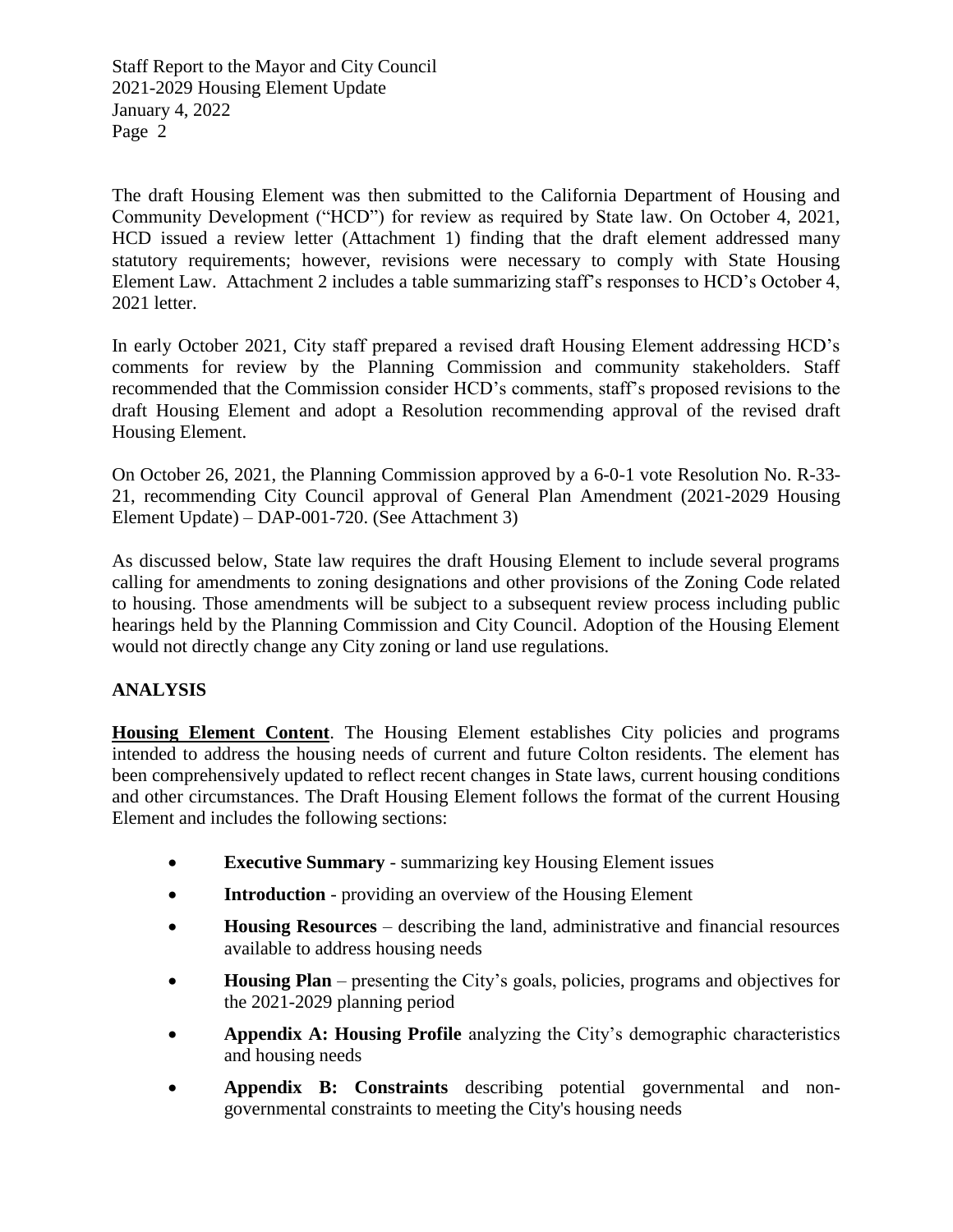The draft Housing Element was then submitted to the California Department of Housing and Community Development ("HCD") for review as required by State law. On October 4, 2021, HCD issued a review letter (Attachment 1) finding that the draft element addressed many statutory requirements; however, revisions were necessary to comply with State Housing Element Law. Attachment 2 includes a table summarizing staff's responses to HCD's October 4, 2021 letter.

In early October 2021, City staff prepared a revised draft Housing Element addressing HCD's comments for review by the Planning Commission and community stakeholders. Staff recommended that the Commission consider HCD's comments, staff's proposed revisions to the draft Housing Element and adopt a Resolution recommending approval of the revised draft Housing Element.

On October 26, 2021, the Planning Commission approved by a 6-0-1 vote Resolution No. R-33-21, recommending City Council approval of General Plan Amendment (2021-2029 Housing Element Update) – DAP-001-720. (See Attachment 3)

As discussed below, State law requires the draft Housing Element to include several programs calling for amendments to zoning designations and other provisions of the Zoning Code related to housing. Those amendments will be subject to a subsequent review process including public hearings held by the Planning Commission and City Council. Adoption of the Housing Element would not directly change any City zoning or land use regulations.

## ANALYSIS

**Housing Element Content**. The Housing Element establishes City policies and programs intended to address the housing needs of current and future Colton residents. The element has been comprehensively updated to reflect recent changes in State laws, current housing conditions and other circumstances. The Draft Housing Element follows the format of the current Housing Element and includes the following sections:

- **Executive Summary** - summarizing key Housing Element issues
- **Introduction** - providing an overview of the Housing Element
- **Housing Resources** – describing the land, administrative and financial resources available to address housing needs
- **Housing Plan** – presenting the City's goals, policies, programs and objectives for the 2021-2029 planning period
- **Appendix A: Housing Profile** analyzing the City's demographic characteristics and housing needs
- **Appendix B: Constraints** describing potential governmental and non-governmental constraints to meeting the City's housing needs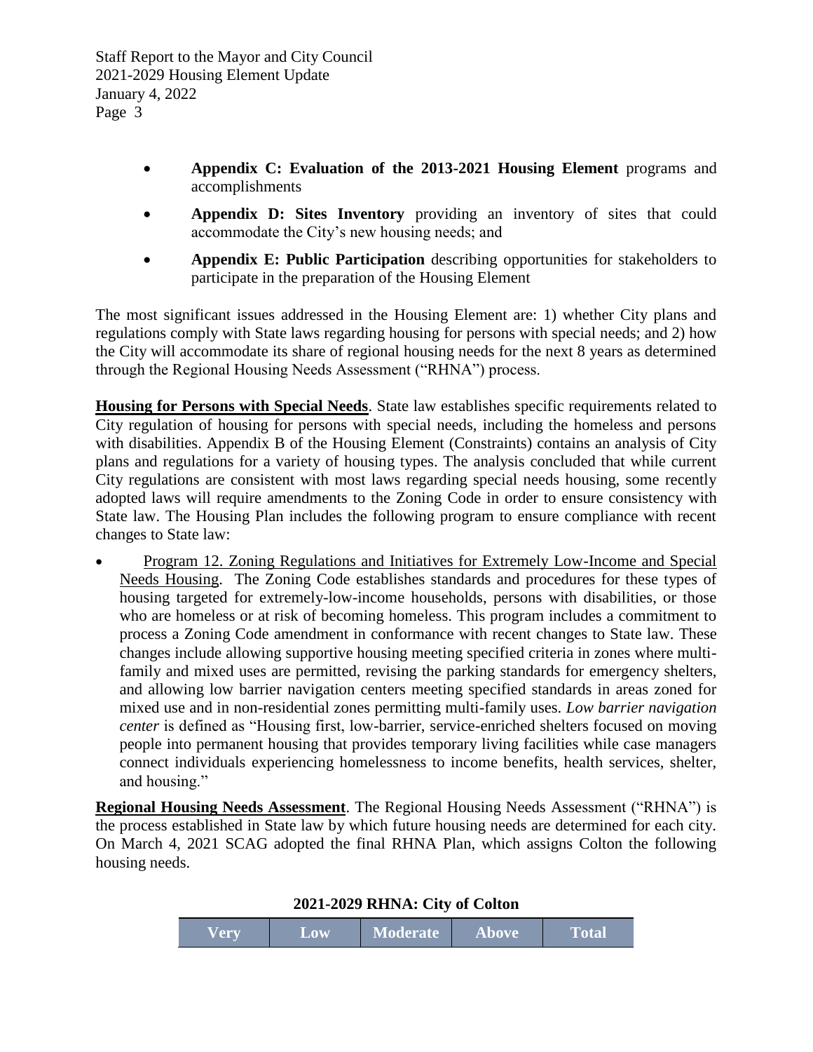- **Appendix C: Evaluation of the 2013-2021 Housing Element** programs and accomplishments
- **Appendix D: Sites Inventory** providing an inventory of sites that could accommodate the City's new housing needs; and
- **Appendix E: Public Participation** describing opportunities for stakeholders to participate in the preparation of the Housing Element

The most significant issues addressed in the Housing Element are: 1) whether City plans and regulations comply with State laws regarding housing for persons with special needs; and 2) how the City will accommodate its share of regional housing needs for the next 8 years as determined through the Regional Housing Needs Assessment ("RHNA") process.

**Housing for Persons with Special Needs**. State law establishes specific requirements related to City regulation of housing for persons with special needs, including the homeless and persons with disabilities. Appendix B of the Housing Element (Constraints) contains an analysis of City plans and regulations for a variety of housing types. The analysis concluded that while current City regulations are consistent with most laws regarding special needs housing, some recently adopted laws will require amendments to the Zoning Code in order to ensure consistency with State law. The Housing Plan includes the following program to ensure compliance with recent changes to State law:

- Program 12. Zoning Regulations and Initiatives for Extremely Low-Income and Special Needs Housing. The Zoning Code establishes standards and procedures for these types of housing targeted for extremely-low-income households, persons with disabilities, or those who are homeless or at risk of becoming homeless. This program includes a commitment to process a Zoning Code amendment in conformance with recent changes to State law. These changes include allowing supportive housing meeting specified criteria in zones where multi-family and mixed uses are permitted, revising the parking standards for emergency shelters, and allowing low barrier navigation centers meeting specified standards in areas zoned for mixed use and in non-residential zones permitting multi-family uses. *Low barrier navigation center* is defined as "Housing first, low-barrier, service-enriched shelters focused on moving people into permanent housing that provides temporary living facilities while case managers connect individuals experiencing homelessness to income benefits, health services, shelter, and housing."

**Regional Housing Needs Assessment**. The Regional Housing Needs Assessment ("RHNA") is the process established in State law by which future housing needs are determined for each city. On March 4, 2021 SCAG adopted the final RHNA Plan, which assigns Colton the following housing needs.

**2021-2029 RHNA: City of Colton**

| Very | Low | Moderate | Above | Total |
| --- | --- | --- | --- | --- |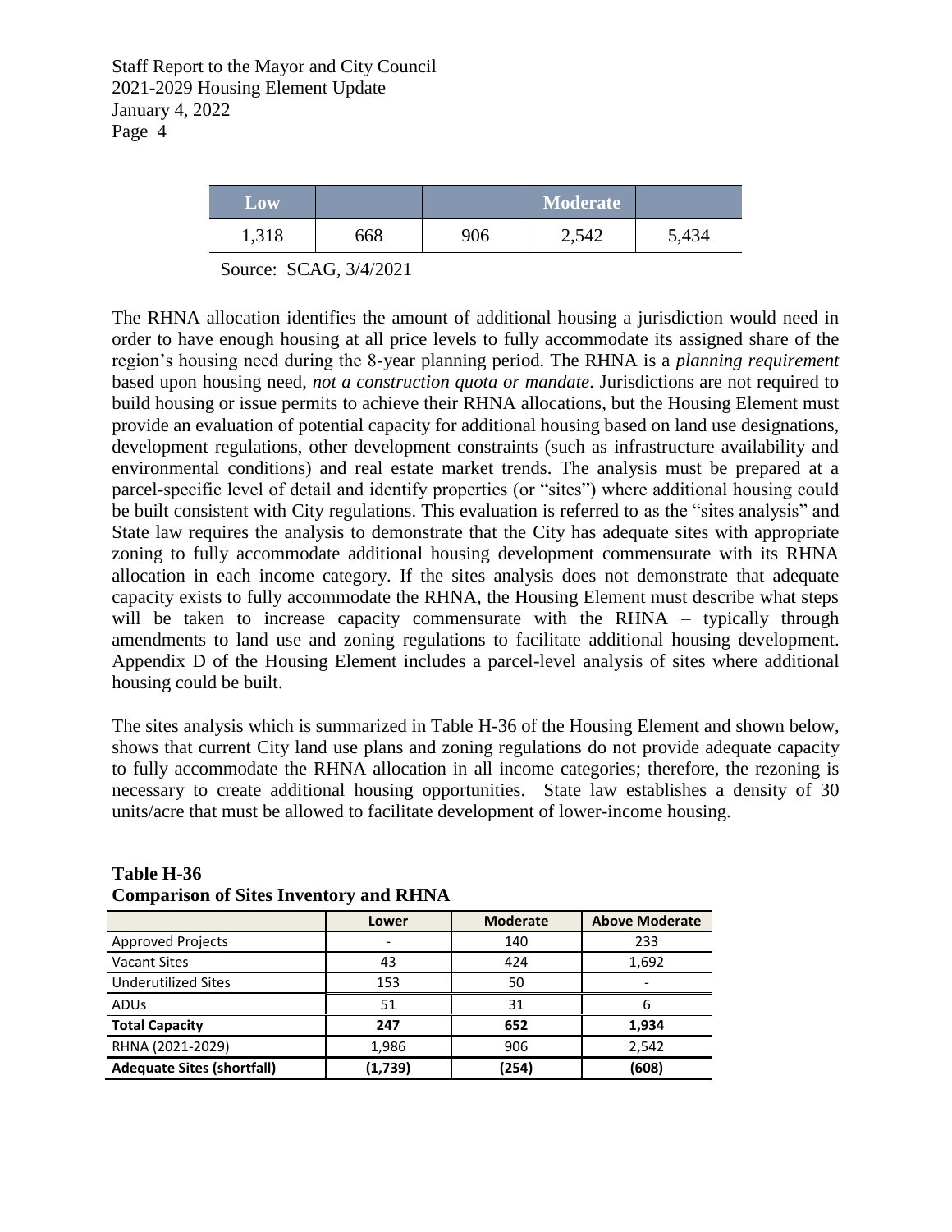| Low | | | Moderate | |
|---|---|---|---|---|
| 1,318 | 668 | 906 | 2,542 | 5,434 |

Source: SCAG, 3/4/2021

The RHNA allocation identifies the amount of additional housing a jurisdiction would need in order to have enough housing at all price levels to fully accommodate its assigned share of the region's housing need during the 8-year planning period. The RHNA is a *planning requirement* based upon housing need, *not a construction quota or mandate*. Jurisdictions are not required to build housing or issue permits to achieve their RHNA allocations, but the Housing Element must provide an evaluation of potential capacity for additional housing based on land use designations, development regulations, other development constraints (such as infrastructure availability and environmental conditions) and real estate market trends. The analysis must be prepared at a parcel-specific level of detail and identify properties (or "sites") where additional housing could be built consistent with City regulations. This evaluation is referred to as the "sites analysis" and State law requires the analysis to demonstrate that the City has adequate sites with appropriate zoning to fully accommodate additional housing development commensurate with its RHNA allocation in each income category. If the sites analysis does not demonstrate that adequate capacity exists to fully accommodate the RHNA, the Housing Element must describe what steps will be taken to increase capacity commensurate with the RHNA – typically through amendments to land use and zoning regulations to facilitate additional housing development. Appendix D of the Housing Element includes a parcel-level analysis of sites where additional housing could be built.

The sites analysis which is summarized in Table H-36 of the Housing Element and shown below, shows that current City land use plans and zoning regulations do not provide adequate capacity to fully accommodate the RHNA allocation in all income categories; therefore, the rezoning is necessary to create additional housing opportunities. State law establishes a density of 30 units/acre that must be allowed to facilitate development of lower-income housing.

**Table H-36**
**Comparison of Sites Inventory and RHNA**

| | Lower | Moderate | Above Moderate |
|---|---|---|---|
| Approved Projects | - | 140 | 233 |
| Vacant Sites | 43 | 424 | 1,692 |
| Underutilized Sites | 153 | 50 | - |
| ADUs | 51 | 31 | 6 |
| **Total Capacity** | **247** | **652** | **1,934** |
| RHNA (2021-2029) | 1,986 | 906 | 2,542 |
| **Adequate Sites (shortfall)** | **(1,739)** | **(254)** | **(608)** |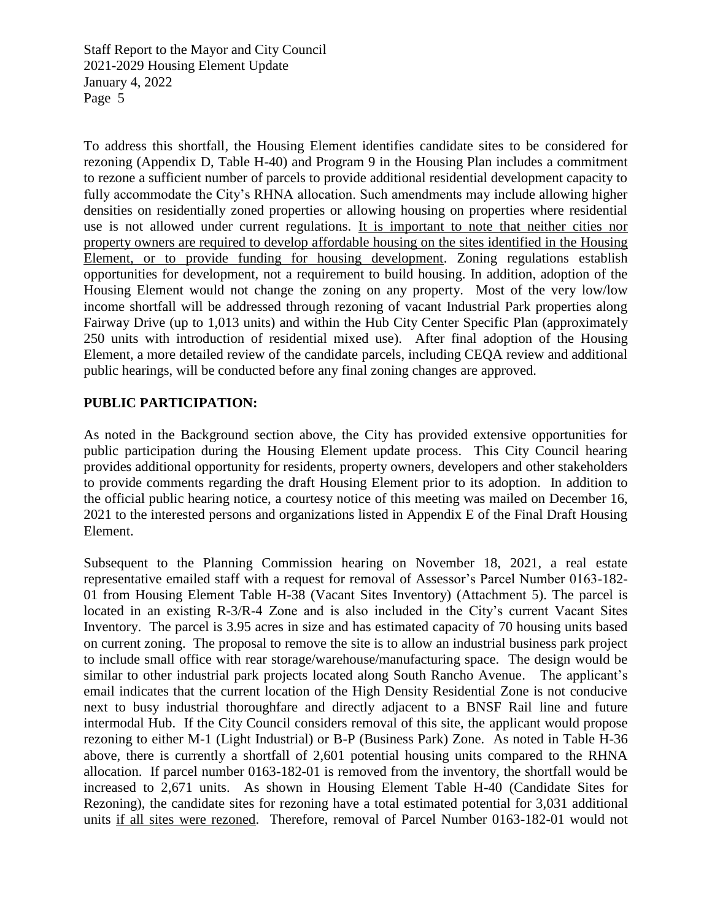To address this shortfall, the Housing Element identifies candidate sites to be considered for rezoning (Appendix D, Table H-40) and Program 9 in the Housing Plan includes a commitment to rezone a sufficient number of parcels to provide additional residential development capacity to fully accommodate the City's RHNA allocation. Such amendments may include allowing higher densities on residentially zoned properties or allowing housing on properties where residential use is not allowed under current regulations. <u>It is important to note that neither cities nor property owners are required to develop affordable housing on the sites identified in the Housing Element, or to provide funding for housing development</u>. Zoning regulations establish opportunities for development, not a requirement to build housing. In addition, adoption of the Housing Element would not change the zoning on any property. Most of the very low/low income shortfall will be addressed through rezoning of vacant Industrial Park properties along Fairway Drive (up to 1,013 units) and within the Hub City Center Specific Plan (approximately 250 units with introduction of residential mixed use). After final adoption of the Housing Element, a more detailed review of the candidate parcels, including CEQA review and additional public hearings, will be conducted before any final zoning changes are approved.

## PUBLIC PARTICIPATION:

As noted in the Background section above, the City has provided extensive opportunities for public participation during the Housing Element update process. This City Council hearing provides additional opportunity for residents, property owners, developers and other stakeholders to provide comments regarding the draft Housing Element prior to its adoption. In addition to the official public hearing notice, a courtesy notice of this meeting was mailed on December 16, 2021 to the interested persons and organizations listed in Appendix E of the Final Draft Housing Element.

Subsequent to the Planning Commission hearing on November 18, 2021, a real estate representative emailed staff with a request for removal of Assessor's Parcel Number 0163-182-01 from Housing Element Table H-38 (Vacant Sites Inventory) (Attachment 5). The parcel is located in an existing R-3/R-4 Zone and is also included in the City's current Vacant Sites Inventory. The parcel is 3.95 acres in size and has estimated capacity of 70 housing units based on current zoning. The proposal to remove the site is to allow an industrial business park project to include small office with rear storage/warehouse/manufacturing space. The design would be similar to other industrial park projects located along South Rancho Avenue. The applicant's email indicates that the current location of the High Density Residential Zone is not conducive next to busy industrial thoroughfare and directly adjacent to a BNSF Rail line and future intermodal Hub. If the City Council considers removal of this site, the applicant would propose rezoning to either M-1 (Light Industrial) or B-P (Business Park) Zone. As noted in Table H-36 above, there is currently a shortfall of 2,601 potential housing units compared to the RHNA allocation. If parcel number 0163-182-01 is removed from the inventory, the shortfall would be increased to 2,671 units. As shown in Housing Element Table H-40 (Candidate Sites for Rezoning), the candidate sites for rezoning have a total estimated potential for 3,031 additional units <u>if all sites were rezoned</u>. Therefore, removal of Parcel Number 0163-182-01 would not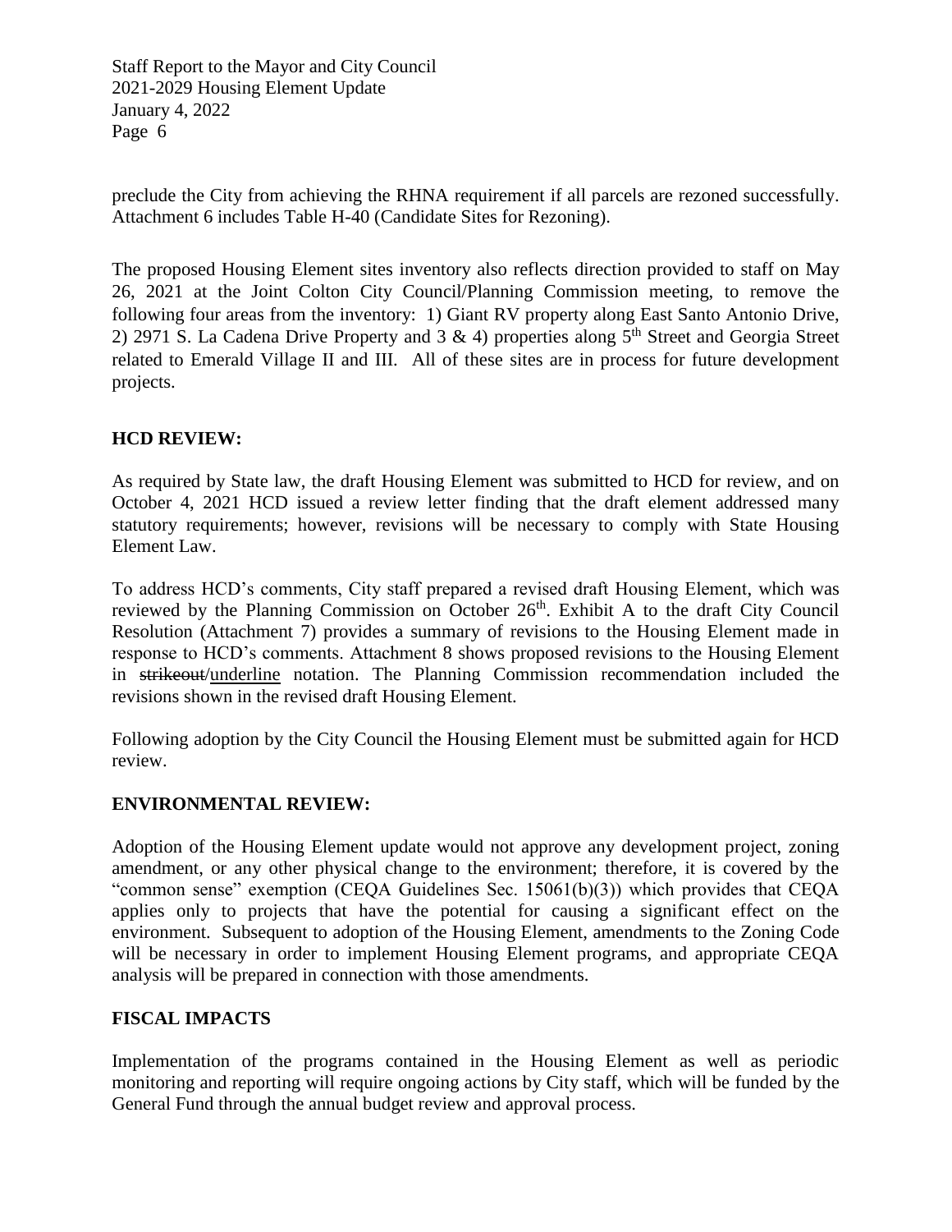preclude the City from achieving the RHNA requirement if all parcels are rezoned successfully. Attachment 6 includes Table H-40 (Candidate Sites for Rezoning).

The proposed Housing Element sites inventory also reflects direction provided to staff on May 26, 2021 at the Joint Colton City Council/Planning Commission meeting, to remove the following four areas from the inventory: 1) Giant RV property along East Santo Antonio Drive, 2) 2971 S. La Cadena Drive Property and 3 & 4) properties along 5th Street and Georgia Street related to Emerald Village II and III. All of these sites are in process for future development projects.

## HCD REVIEW:

As required by State law, the draft Housing Element was submitted to HCD for review, and on October 4, 2021 HCD issued a review letter finding that the draft element addressed many statutory requirements; however, revisions will be necessary to comply with State Housing Element Law.

To address HCD's comments, City staff prepared a revised draft Housing Element, which was reviewed by the Planning Commission on October 26th. Exhibit A to the draft City Council Resolution (Attachment 7) provides a summary of revisions to the Housing Element made in response to HCD's comments. Attachment 8 shows proposed revisions to the Housing Element in ~~strikeout~~/<u>underline</u> notation. The Planning Commission recommendation included the revisions shown in the revised draft Housing Element.

Following adoption by the City Council the Housing Element must be submitted again for HCD review.

## ENVIRONMENTAL REVIEW:

Adoption of the Housing Element update would not approve any development project, zoning amendment, or any other physical change to the environment; therefore, it is covered by the "common sense" exemption (CEQA Guidelines Sec. 15061(b)(3)) which provides that CEQA applies only to projects that have the potential for causing a significant effect on the environment. Subsequent to adoption of the Housing Element, amendments to the Zoning Code will be necessary in order to implement Housing Element programs, and appropriate CEQA analysis will be prepared in connection with those amendments.

## FISCAL IMPACTS

Implementation of the programs contained in the Housing Element as well as periodic monitoring and reporting will require ongoing actions by City staff, which will be funded by the General Fund through the annual budget review and approval process.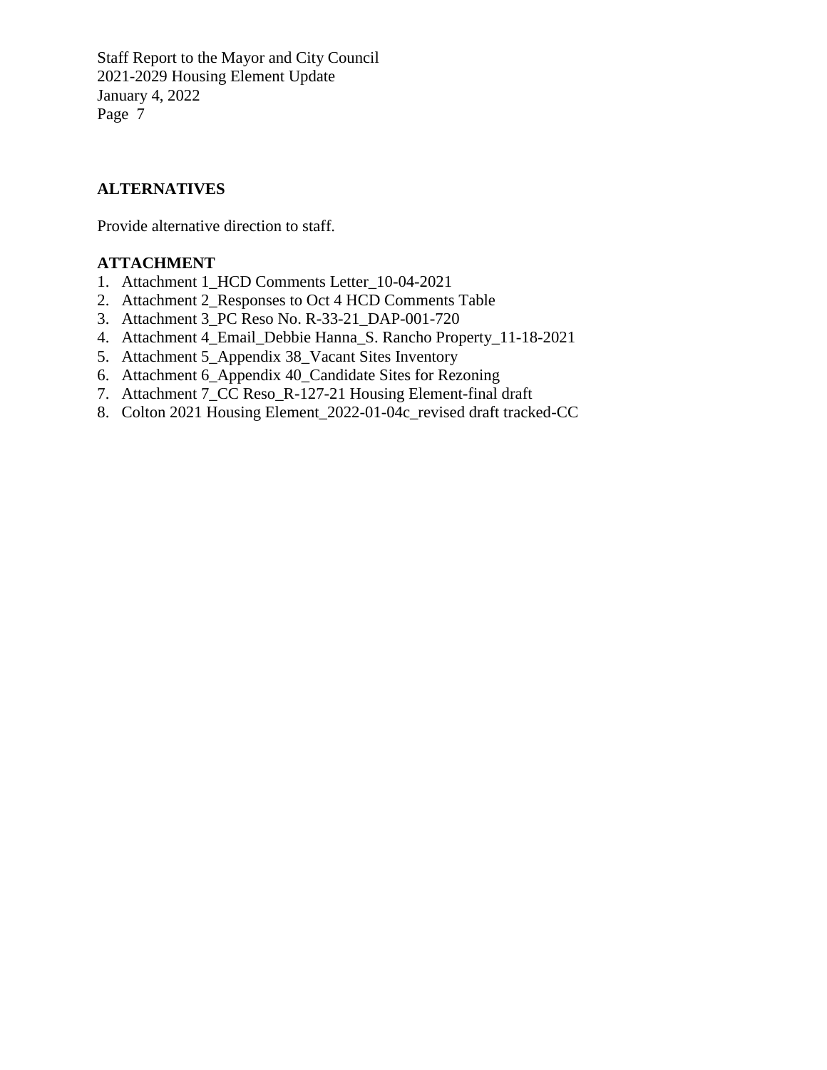## ALTERNATIVES

Provide alternative direction to staff.

## ATTACHMENT

1. Attachment 1_HCD Comments Letter_10-04-2021
2. Attachment 2_Responses to Oct 4 HCD Comments Table
3. Attachment 3_PC Reso No. R-33-21_DAP-001-720
4. Attachment 4_Email_Debbie Hanna_S. Rancho Property_11-18-2021
5. Attachment 5_Appendix 38_Vacant Sites Inventory
6. Attachment 6_Appendix 40_Candidate Sites for Rezoning
7. Attachment 7_CC Reso_R-127-21 Housing Element-final draft
8. Colton 2021 Housing Element_2022-01-04c_revised draft tracked-CC